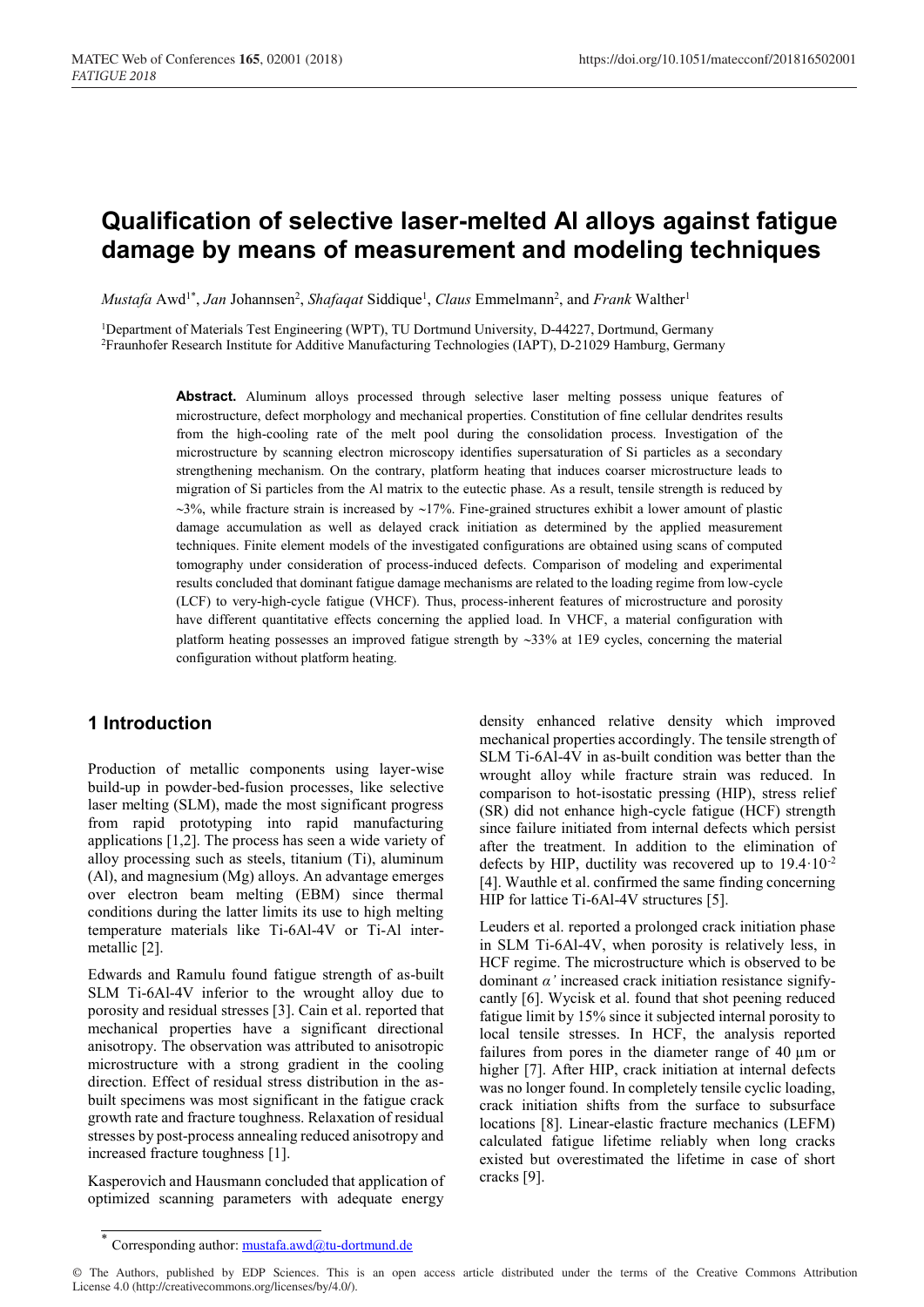# Qualification of selective laser-melted Al alloys against fatigue damage by means of measurement and modeling techniques

*Mustafa* Awd[1*], *Jan* Johannsen[2], *Shafaqat* Siddique[1], *Claus* Emmelmann[2], and *Frank* Walther[1]

[1]Department of Materials Test Engineering (WPT), TU Dortmund University, D-44227, Dortmund, Germany
[2]Fraunhofer Research Institute for Additive Manufacturing Technologies (IAPT), D-21029 Hamburg, Germany

**Abstract.** Aluminum alloys processed through selective laser melting possess unique features of microstructure, defect morphology and mechanical properties. Constitution of fine cellular dendrites results from the high-cooling rate of the melt pool during the consolidation process. Investigation of the microstructure by scanning electron microscopy identifies supersaturation of Si particles as a secondary strengthening mechanism. On the contrary, platform heating that induces coarser microstructure leads to migration of Si particles from the Al matrix to the eutectic phase. As a result, tensile strength is reduced by ~3%, while fracture strain is increased by ~17%. Fine-grained structures exhibit a lower amount of plastic damage accumulation as well as delayed crack initiation as determined by the applied measurement techniques. Finite element models of the investigated configurations are obtained using scans of computed tomography under consideration of process-induced defects. Comparison of modeling and experimental results concluded that dominant fatigue damage mechanisms are related to the loading regime from low-cycle (LCF) to very-high-cycle fatigue (VHCF). Thus, process-inherent features of microstructure and porosity have different quantitative effects concerning the applied load. In VHCF, a material configuration with platform heating possesses an improved fatigue strength by ~33% at 1E9 cycles, concerning the material configuration without platform heating.

## 1 Introduction

Production of metallic components using layer-wise build-up in powder-bed-fusion processes, like selective laser melting (SLM), made the most significant progress from rapid prototyping into rapid manufacturing applications [1,2]. The process has seen a wide variety of alloy processing such as steels, titanium (Ti), aluminum (Al), and magnesium (Mg) alloys. An advantage emerges over electron beam melting (EBM) since thermal conditions during the latter limits its use to high melting temperature materials like Ti-6Al-4V or Ti-Al intermetallic [2].

Edwards and Ramulu found fatigue strength of as-built SLM Ti-6Al-4V inferior to the wrought alloy due to porosity and residual stresses [3]. Cain et al. reported that mechanical properties have a significant directional anisotropy. The observation was attributed to anisotropic microstructure with a strong gradient in the cooling direction. Effect of residual stress distribution in the as-built specimens was most significant in the fatigue crack growth rate and fracture toughness. Relaxation of residual stresses by post-process annealing reduced anisotropy and increased fracture toughness [1].

Kasperovich and Hausmann concluded that application of optimized scanning parameters with adequate energy density enhanced relative density which improved mechanical properties accordingly. The tensile strength of SLM Ti-6Al-4V in as-built condition was better than the wrought alloy while fracture strain was reduced. In comparison to hot-isostatic pressing (HIP), stress relief (SR) did not enhance high-cycle fatigue (HCF) strength since failure initiated from internal defects which persist after the treatment. In addition to the elimination of defects by HIP, ductility was recovered up to $19.4 \cdot 10^{-2}$ [4]. Wauthle et al. confirmed the same finding concerning HIP for lattice Ti-6Al-4V structures [5].

Leuders et al. reported a prolonged crack initiation phase in SLM Ti-6Al-4V, when porosity is relatively less, in HCF regime. The microstructure which is observed to be dominant *α'* increased crack initiation resistance significantly [6]. Wycisk et al. found that shot peening reduced fatigue limit by 15% since it subjected internal porosity to local tensile stresses. In HCF, the analysis reported failures from pores in the diameter range of 40 µm or higher [7]. After HIP, crack initiation at internal defects was no longer found. In completely tensile cyclic loading, crack initiation shifts from the surface to subsurface locations [8]. Linear-elastic fracture mechanics (LEFM) calculated fatigue lifetime reliably when long cracks existed but overestimated the lifetime in case of short cracks [9].

* Corresponding author: mustafa.awd@tu-dortmund.de

© The Authors, published by EDP Sciences. This is an open access article distributed under the terms of the Creative Commons Attribution License 4.0 (http://creativecommons.org/licenses/by/4.0/).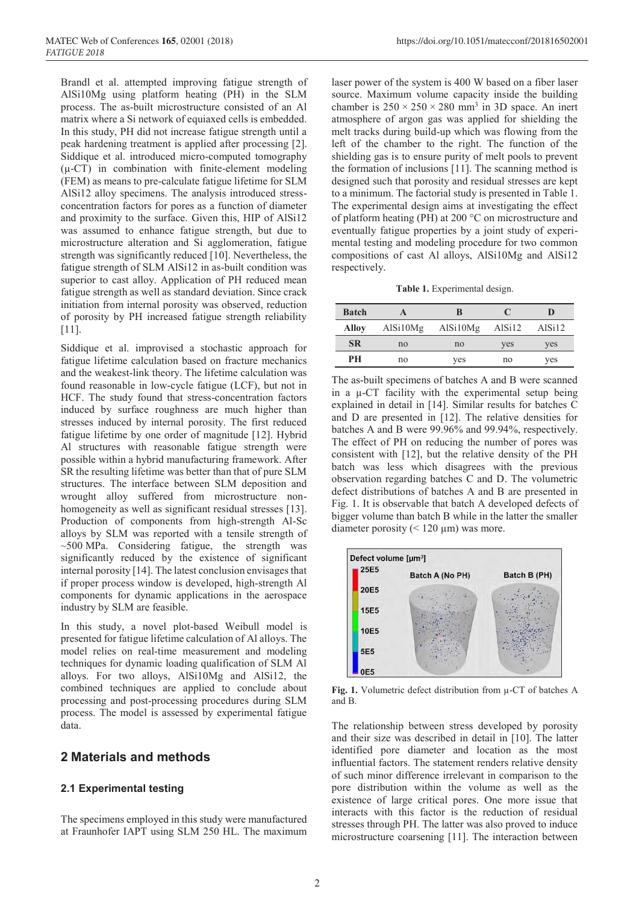Brandl et al. attempted improving fatigue strength of AlSi10Mg using platform heating (PH) in the SLM process. The as-built microstructure consisted of an Al matrix where a Si network of equiaxed cells is embedded. In this study, PH did not increase fatigue strength until a peak hardening treatment is applied after processing [2]. Siddique et al. introduced micro-computed tomography (μ-CT) in combination with finite-element modeling (FEM) as means to pre-calculate fatigue lifetime for SLM AlSi12 alloy specimens. The analysis introduced stress-concentration factors for pores as a function of diameter and proximity to the surface. Given this, HIP of AlSi12 was assumed to enhance fatigue strength, but due to microstructure alteration and Si agglomeration, fatigue strength was significantly reduced [10]. Nevertheless, the fatigue strength of SLM AlSi12 in as-built condition was superior to cast alloy. Application of PH reduced mean fatigue strength as well as standard deviation. Since crack initiation from internal porosity was observed, reduction of porosity by PH increased fatigue strength reliability [11].

Siddique et al. improvised a stochastic approach for fatigue lifetime calculation based on fracture mechanics and the weakest-link theory. The lifetime calculation was found reasonable in low-cycle fatigue (LCF), but not in HCF. The study found that stress-concentration factors induced by surface roughness are much higher than stresses induced by internal porosity. The first reduced fatigue lifetime by one order of magnitude [12]. Hybrid Al structures with reasonable fatigue strength were possible within a hybrid manufacturing framework. After SR the resulting lifetime was better than that of pure SLM structures. The interface between SLM deposition and wrought alloy suffered from microstructure non-homogeneity as well as significant residual stresses [13]. Production of components from high-strength Al-Sc alloys by SLM was reported with a tensile strength of ~500 MPa. Considering fatigue, the strength was significantly reduced by the existence of significant internal porosity [14]. The latest conclusion envisages that if proper process window is developed, high-strength Al components for dynamic applications in the aerospace industry by SLM are feasible.

In this study, a novel plot-based Weibull model is presented for fatigue lifetime calculation of Al alloys. The model relies on real-time measurement and modeling techniques for dynamic loading qualification of SLM Al alloys. For two alloys, AlSi10Mg and AlSi12, the combined techniques are applied to conclude about processing and post-processing procedures during SLM process. The model is assessed by experimental fatigue data.

## 2 Materials and methods

### 2.1 Experimental testing

The specimens employed in this study were manufactured at Fraunhofer IAPT using SLM 250 HL. The maximum laser power of the system is 400 W based on a fiber laser source. Maximum volume capacity inside the building chamber is $250 \times 250 \times 280$ mm$^3$ in 3D space. An inert atmosphere of argon gas was applied for shielding the melt tracks during build-up which was flowing from the left of the chamber to the right. The function of the shielding gas is to ensure purity of melt pools to prevent the formation of inclusions [11]. The scanning method is designed such that porosity and residual stresses are kept to a minimum. The factorial study is presented in Table 1. The experimental design aims at investigating the effect of platform heating (PH) at 200 °C on microstructure and eventually fatigue properties by a joint study of experimental testing and modeling procedure for two common compositions of cast Al alloys, AlSi10Mg and AlSi12 respectively.

**Table 1.** Experimental design.

| Batch | A | B | C | D |
|---|---|---|---|---|
| Alloy | AlSi10Mg | AlSi10Mg | AlSi12 | AlSi12 |
| SR | no | no | yes | yes |
| PH | no | yes | no | yes |

The as-built specimens of batches A and B were scanned in a μ-CT facility with the experimental setup being explained in detail in [14]. Similar results for batches C and D are presented in [12]. The relative densities for batches A and B were 99.96% and 99.94%, respectively. The effect of PH on reducing the number of pores was consistent with [12], but the relative density of the PH batch was less which disagrees with the previous observation regarding batches C and D. The volumetric defect distributions of batches A and B are presented in Fig. 1. It is observable that batch A developed defects of bigger volume than batch B while in the latter the smaller diameter porosity (< 120 μm) was more.

**Fig. 1.** Volumetric defect distribution from μ-CT of batches A and B.

The relationship between stress developed by porosity and their size was described in detail in [10]. The latter identified pore diameter and location as the most influential factors. The statement renders relative density of such minor difference irrelevant in comparison to the pore distribution within the volume as well as the existence of large critical pores. One more issue that interacts with this factor is the reduction of residual stresses through PH. The latter was also proved to induce microstructure coarsening [11]. The interaction between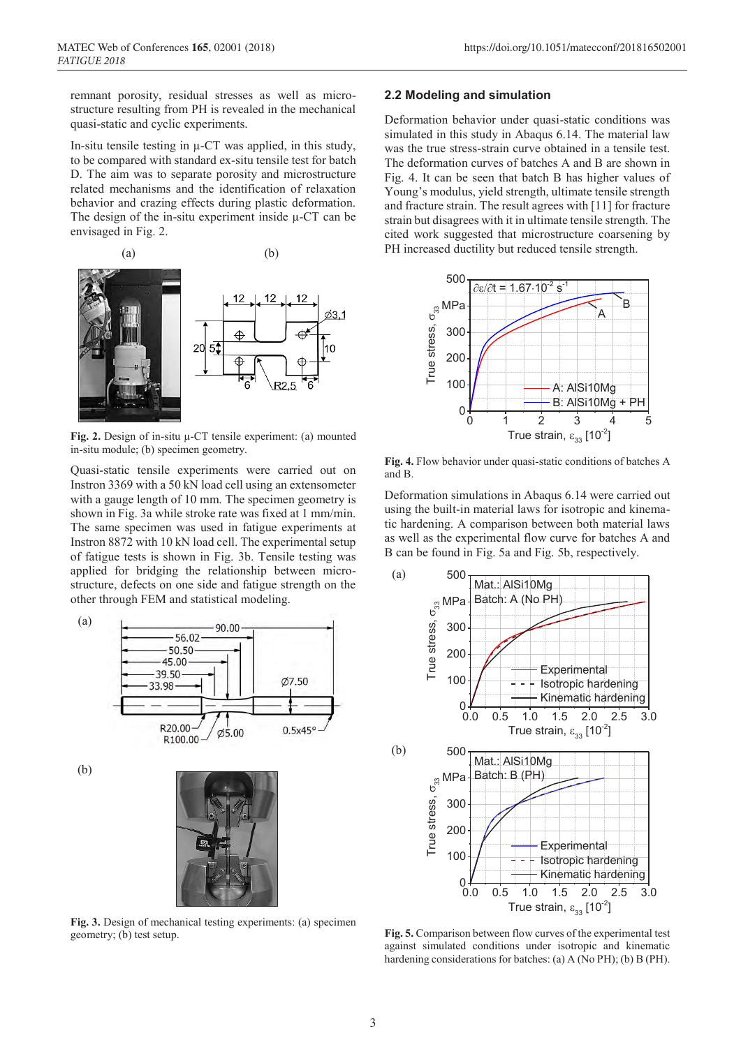remnant porosity, residual stresses as well as microstructure resulting from PH is revealed in the mechanical quasi-static and cyclic experiments.

In-situ tensile testing in μ-CT was applied, in this study, to be compared with standard ex-situ tensile test for batch D. The aim was to separate porosity and microstructure related mechanisms and the identification of relaxation behavior and crazing effects during plastic deformation. The design of the in-situ experiment inside μ-CT can be envisaged in Fig. 2.

**Fig. 2.** Design of in-situ μ-CT tensile experiment: (a) mounted in-situ module; (b) specimen geometry.

Quasi-static tensile experiments were carried out on Instron 3369 with a 50 kN load cell using an extensometer with a gauge length of 10 mm. The specimen geometry is shown in Fig. 3a while stroke rate was fixed at 1 mm/min. The same specimen was used in fatigue experiments at Instron 8872 with 10 kN load cell. The experimental setup of fatigue tests is shown in Fig. 3b. Tensile testing was applied for bridging the relationship between microstructure, defects on one side and fatigue strength on the other through FEM and statistical modeling.

**Fig. 3.** Design of mechanical testing experiments: (a) specimen geometry; (b) test setup.

## 2.2 Modeling and simulation

Deformation behavior under quasi-static conditions was simulated in this study in Abaqus 6.14. The material law was the true stress-strain curve obtained in a tensile test. The deformation curves of batches A and B are shown in Fig. 4. It can be seen that batch B has higher values of Young's modulus, yield strength, ultimate tensile strength and fracture strain. The result agrees with [11] for fracture strain but disagrees with it in ultimate tensile strength. The cited work suggested that microstructure coarsening by PH increased ductility but reduced tensile strength.

**Fig. 4.** Flow behavior under quasi-static conditions of batches A and B.

Deformation simulations in Abaqus 6.14 were carried out using the built-in material laws for isotropic and kinematic hardening. A comparison between both material laws as well as the experimental flow curve for batches A and B can be found in Fig. 5a and Fig. 5b, respectively.

**Fig. 5.** Comparison between flow curves of the experimental test against simulated conditions under isotropic and kinematic hardening considerations for batches: (a) A (No PH); (b) B (PH).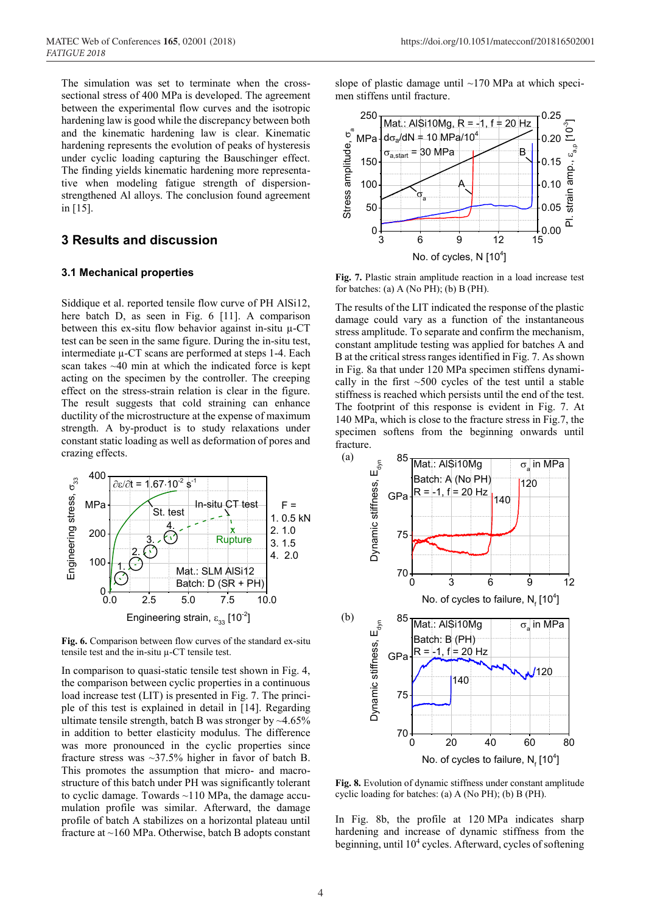The simulation was set to terminate when the cross-sectional stress of 400 MPa is developed. The agreement between the experimental flow curves and the isotropic hardening law is good while the discrepancy between both and the kinematic hardening law is clear. Kinematic hardening represents the evolution of peaks of hysteresis under cyclic loading capturing the Bauschinger effect. The finding yields kinematic hardening more representative when modeling fatigue strength of dispersion-strengthened Al alloys. The conclusion found agreement in [15].

## 3 Results and discussion

### 3.1 Mechanical properties

Siddique et al. reported tensile flow curve of PH AlSi12, here batch D, as seen in Fig. 6 [11]. A comparison between this ex-situ flow behavior against in-situ µ-CT test can be seen in the same figure. During the in-situ test, intermediate µ-CT scans are performed at steps 1-4. Each scan takes ~40 min at which the indicated force is kept acting on the specimen by the controller. The creeping effect on the stress-strain relation is clear in the figure. The result suggests that cold straining can enhance ductility of the microstructure at the expense of maximum strength. A by-product is to study relaxations under constant static loading as well as deformation of pores and crazing effects.

**Fig. 6.** Comparison between flow curves of the standard ex-situ tensile test and the in-situ µ-CT tensile test.

In comparison to quasi-static tensile test shown in Fig. 4, the comparison between cyclic properties in a continuous load increase test (LIT) is presented in Fig. 7. The principle of this test is explained in detail in [14]. Regarding ultimate tensile strength, batch B was stronger by ~4.65% in addition to better elasticity modulus. The difference was more pronounced in the cyclic properties since fracture stress was ~37.5% higher in favor of batch B. This promotes the assumption that micro- and macro-structure of this batch under PH was significantly tolerant to cyclic damage. Towards ~110 MPa, the damage accumulation profile was similar. Afterward, the damage profile of batch A stabilizes on a horizontal plateau until fracture at ~160 MPa. Otherwise, batch B adopts constant slope of plastic damage until ~170 MPa at which specimen stiffens until fracture.

**Fig. 7.** Plastic strain amplitude reaction in a load increase test for batches: (a) A (No PH); (b) B (PH).

The results of the LIT indicated the response of the plastic damage could vary as a function of the instantaneous stress amplitude. To separate and confirm the mechanism, constant amplitude testing was applied for batches A and B at the critical stress ranges identified in Fig. 7. As shown in Fig. 8a that under 120 MPa specimen stiffens dynamically in the first ~500 cycles of the test until a stable stiffness is reached which persists until the end of the test. The footprint of this response is evident in Fig. 7. At 140 MPa, which is close to the fracture stress in Fig.7, the specimen softens from the beginning onwards until fracture.

**Fig. 8.** Evolution of dynamic stiffness under constant amplitude cyclic loading for batches: (a) A (No PH); (b) B (PH).

In Fig. 8b, the profile at 120 MPa indicates sharp hardening and increase of dynamic stiffness from the beginning, until $10^4$ cycles. Afterward, cycles of softening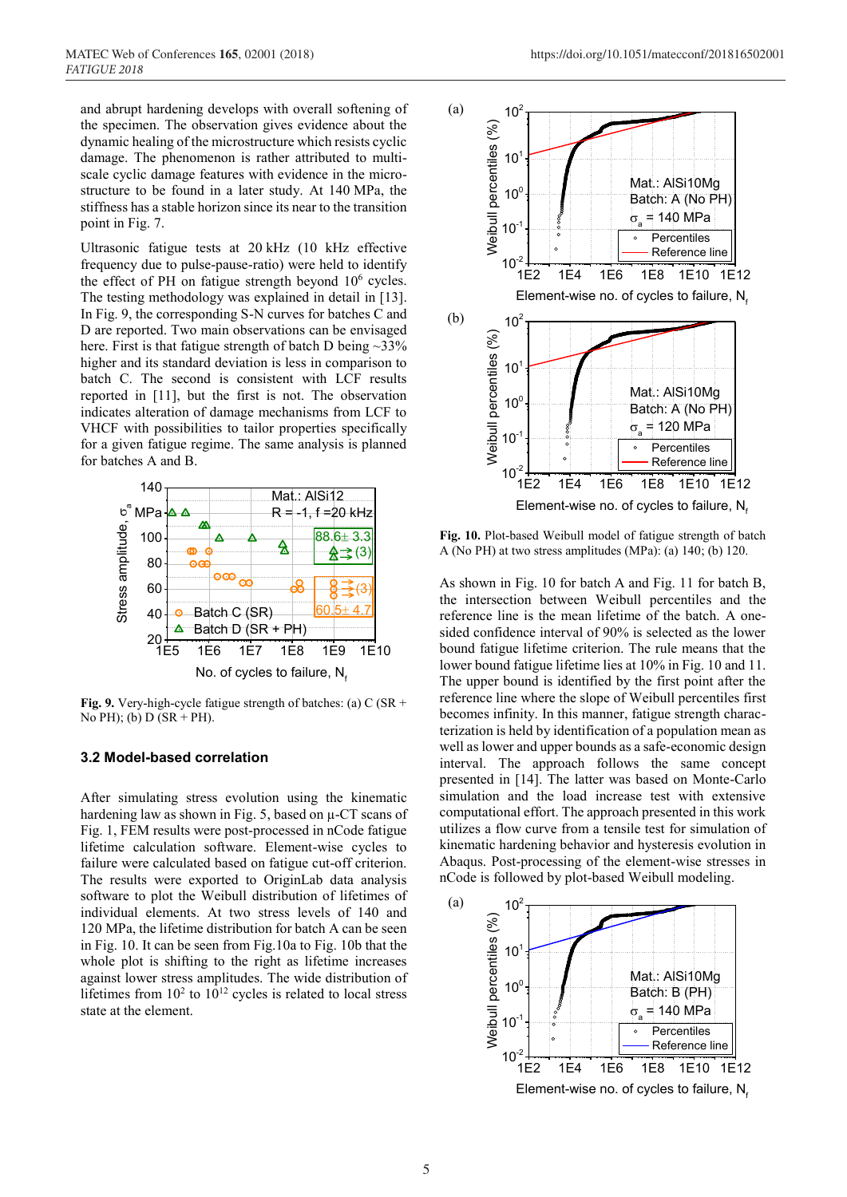and abrupt hardening develops with overall softening of the specimen. The observation gives evidence about the dynamic healing of the microstructure which resists cyclic damage. The phenomenon is rather attributed to multi-scale cyclic damage features with evidence in the micro-structure to be found in a later study. At 140 MPa, the stiffness has a stable horizon since its near to the transition point in Fig. 7.

Ultrasonic fatigue tests at 20 kHz (10 kHz effective frequency due to pulse-pause-ratio) were held to identify the effect of PH on fatigue strength beyond $10^6$ cycles. The testing methodology was explained in detail in [13]. In Fig. 9, the corresponding S-N curves for batches C and D are reported. Two main observations can be envisaged here. First is that fatigue strength of batch D being ~33% higher and its standard deviation is less in comparison to batch C. The second is consistent with LCF results reported in [11], but the first is not. The observation indicates alteration of damage mechanisms from LCF to VHCF with possibilities to tailor properties specifically for a given fatigue regime. The same analysis is planned for batches A and B.

**Fig. 9.** Very-high-cycle fatigue strength of batches: (a) C (SR + No PH); (b) D (SR + PH).

### 3.2 Model-based correlation

After simulating stress evolution using the kinematic hardening law as shown in Fig. 5, based on µ-CT scans of Fig. 1, FEM results were post-processed in nCode fatigue lifetime calculation software. Element-wise cycles to failure were calculated based on fatigue cut-off criterion. The results were exported to OriginLab data analysis software to plot the Weibull distribution of lifetimes of individual elements. At two stress levels of 140 and 120 MPa, the lifetime distribution for batch A can be seen in Fig. 10. It can be seen from Fig.10a to Fig. 10b that the whole plot is shifting to the right as lifetime increases against lower stress amplitudes. The wide distribution of lifetimes from $10^2$ to $10^{12}$ cycles is related to local stress state at the element.

**Fig. 10.** Plot-based Weibull model of fatigue strength of batch A (No PH) at two stress amplitudes (MPa): (a) 140; (b) 120.

As shown in Fig. 10 for batch A and Fig. 11 for batch B, the intersection between Weibull percentiles and the reference line is the mean lifetime of the batch. A one-sided confidence interval of 90% is selected as the lower bound fatigue lifetime criterion. The rule means that the lower bound fatigue lifetime lies at 10% in Fig. 10 and 11. The upper bound is identified by the first point after the reference line where the slope of Weibull percentiles first becomes infinity. In this manner, fatigue strength characterization is held by identification of a population mean as well as lower and upper bounds as a safe-economic design interval. The approach follows the same concept presented in [14]. The latter was based on Monte-Carlo simulation and the load increase test with extensive computational effort. The approach presented in this work utilizes a flow curve from a tensile test for simulation of kinematic hardening behavior and hysteresis evolution in Abaqus. Post-processing of the element-wise stresses in nCode is followed by plot-based Weibull modeling.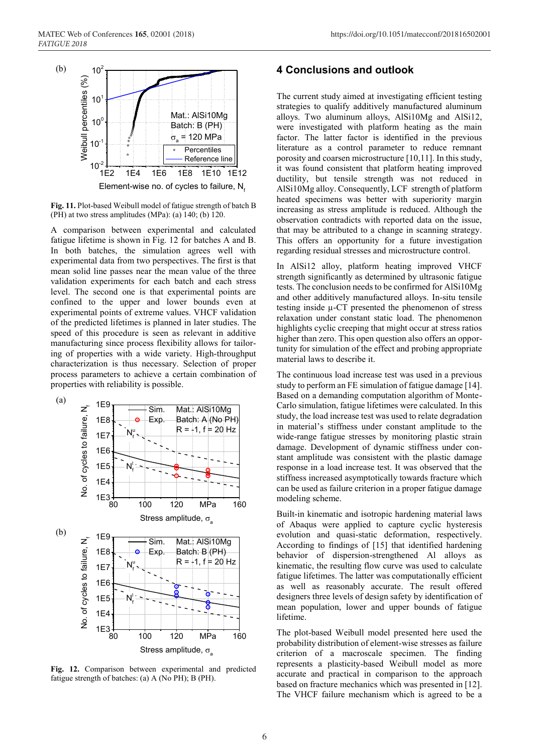Fig. 11. Plot-based Weibull model of fatigue strength of batch B (PH) at two stress amplitudes (MPa): (a) 140; (b) 120.

A comparison between experimental and calculated fatigue lifetime is shown in Fig. 12 for batches A and B. In both batches, the simulation agrees well with experimental data from two perspectives. The first is that mean solid line passes near the mean value of the three validation experiments for each batch and each stress level. The second one is that experimental points are confined to the upper and lower bounds even at experimental points of extreme values. VHCF validation of the predicted lifetimes is planned in later studies. The speed of this procedure is seen as relevant in additive manufacturing since process flexibility allows for tailoring of properties with a wide variety. High-throughput characterization is thus necessary. Selection of proper process parameters to achieve a certain combination of properties with reliability is possible.

Fig. 12. Comparison between experimental and predicted fatigue strength of batches: (a) A (No PH); B (PH).

## 4 Conclusions and outlook

The current study aimed at investigating efficient testing strategies to qualify additively manufactured aluminum alloys. Two aluminum alloys, AlSi10Mg and AlSi12, were investigated with platform heating as the main factor. The latter factor is identified in the previous literature as a control parameter to reduce remnant porosity and coarsen microstructure [10,11]. In this study, it was found consistent that platform heating improved ductility, but tensile strength was not reduced in AlSi10Mg alloy. Consequently, LCF strength of platform heated specimens was better with superiority margin increasing as stress amplitude is reduced. Although the observation contradicts with reported data on the issue, that may be attributed to a change in scanning strategy. This offers an opportunity for a future investigation regarding residual stresses and microstructure control.

In AlSi12 alloy, platform heating improved VHCF strength significantly as determined by ultrasonic fatigue tests. The conclusion needs to be confirmed for AlSi10Mg and other additively manufactured alloys. In-situ tensile testing inside µ-CT presented the phenomenon of stress relaxation under constant static load. The phenomenon highlights cyclic creeping that might occur at stress ratios higher than zero. This open question also offers an opportunity for simulation of the effect and probing appropriate material laws to describe it.

The continuous load increase test was used in a previous study to perform an FE simulation of fatigue damage [14]. Based on a demanding computation algorithm of Monte-Carlo simulation, fatigue lifetimes were calculated. In this study, the load increase test was used to relate degradation in material's stiffness under constant amplitude to the wide-range fatigue stresses by monitoring plastic strain damage. Development of dynamic stiffness under constant amplitude was consistent with the plastic damage response in a load increase test. It was observed that the stiffness increased asymptotically towards fracture which can be used as failure criterion in a proper fatigue damage modeling scheme.

Built-in kinematic and isotropic hardening material laws of Abaqus were applied to capture cyclic hysteresis evolution and quasi-static deformation, respectively. According to findings of [15] that identified hardening behavior of dispersion-strengthened Al alloys as kinematic, the resulting flow curve was used to calculate fatigue lifetimes. The latter was computationally efficient as well as reasonably accurate. The result offered designers three levels of design safety by identification of mean population, lower and upper bounds of fatigue lifetime.

The plot-based Weibull model presented here used the probability distribution of element-wise stresses as failure criterion of a macroscale specimen. The finding represents a plasticity-based Weibull model as more accurate and practical in comparison to the approach based on fracture mechanics which was presented in [12]. The VHCF failure mechanism which is agreed to be a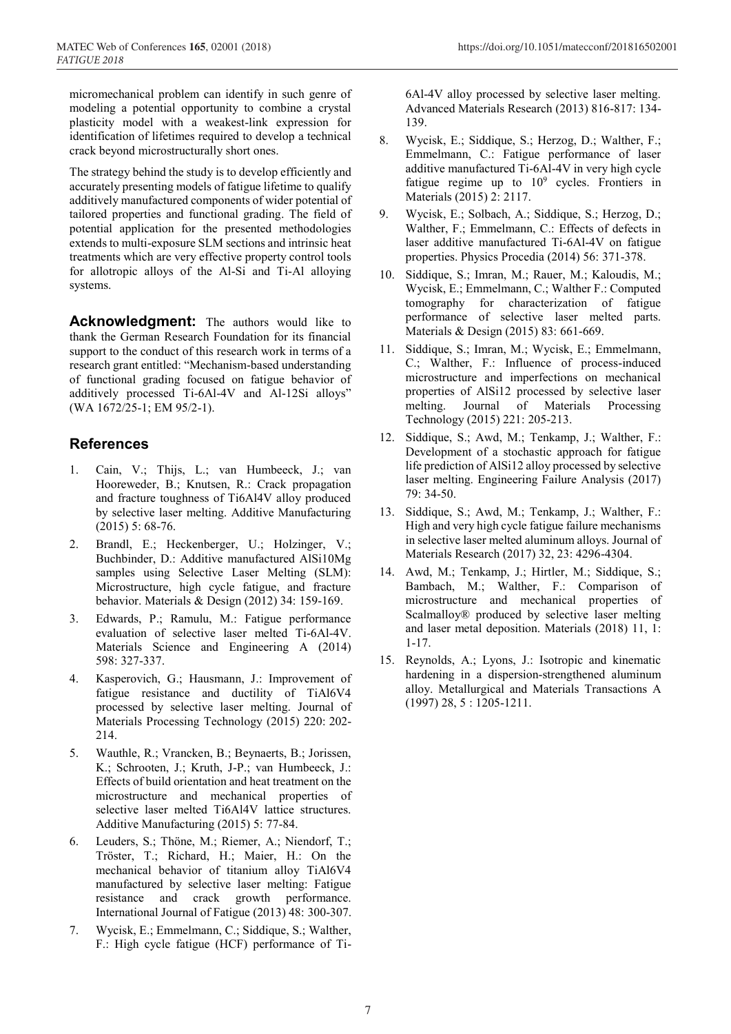micromechanical problem can identify in such genre of modeling a potential opportunity to combine a crystal plasticity model with a weakest-link expression for identification of lifetimes required to develop a technical crack beyond microstructurally short ones.

The strategy behind the study is to develop efficiently and accurately presenting models of fatigue lifetime to qualify additively manufactured components of wider potential of tailored properties and functional grading. The field of potential application for the presented methodologies extends to multi-exposure SLM sections and intrinsic heat treatments which are very effective property control tools for allotropic alloys of the Al-Si and Ti-Al alloying systems.

**Acknowledgment:** The authors would like to thank the German Research Foundation for its financial support to the conduct of this research work in terms of a research grant entitled: "Mechanism-based understanding of functional grading focused on fatigue behavior of additively processed Ti-6Al-4V and Al-12Si alloys" (WA 1672/25-1; EM 95/2-1).

## References

1. Cain, V.; Thijs, L.; van Humbeeck, J.; van Hooreweder, B.; Knutsen, R.: Crack propagation and fracture toughness of Ti6Al4V alloy produced by selective laser melting. Additive Manufacturing (2015) 5: 68-76.
2. Brandl, E.; Heckenberger, U.; Holzinger, V.; Buchbinder, D.: Additive manufactured AlSi10Mg samples using Selective Laser Melting (SLM): Microstructure, high cycle fatigue, and fracture behavior. Materials & Design (2012) 34: 159-169.
3. Edwards, P.; Ramulu, M.: Fatigue performance evaluation of selective laser melted Ti-6Al-4V. Materials Science and Engineering A (2014) 598: 327-337.
4. Kasperovich, G.; Hausmann, J.: Improvement of fatigue resistance and ductility of TiAl6V4 processed by selective laser melting. Journal of Materials Processing Technology (2015) 220: 202-214.
5. Wauthle, R.; Vrancken, B.; Beynaerts, B.; Jorissen, K.; Schrooten, J.; Kruth, J-P.; van Humbeeck, J.: Effects of build orientation and heat treatment on the microstructure and mechanical properties of selective laser melted Ti6Al4V lattice structures. Additive Manufacturing (2015) 5: 77-84.
6. Leuders, S.; Thöne, M.; Riemer, A.; Niendorf, T.; Tröster, T.; Richard, H.; Maier, H.: On the mechanical behavior of titanium alloy TiAl6V4 manufactured by selective laser melting: Fatigue resistance and crack growth performance. International Journal of Fatigue (2013) 48: 300-307.
7. Wycisk, E.; Emmelmann, C.; Siddique, S.; Walther, F.: High cycle fatigue (HCF) performance of Ti-6Al-4V alloy processed by selective laser melting. Advanced Materials Research (2013) 816-817: 134-139.
8. Wycisk, E.; Siddique, S.; Herzog, D.; Walther, F.; Emmelmann, C.: Fatigue performance of laser additive manufactured Ti-6Al-4V in very high cycle fatigue regime up to $10^9$ cycles. Frontiers in Materials (2015) 2: 2117.
9. Wycisk, E.; Solbach, A.; Siddique, S.; Herzog, D.; Walther, F.; Emmelmann, C.: Effects of defects in laser additive manufactured Ti-6Al-4V on fatigue properties. Physics Procedia (2014) 56: 371-378.
10. Siddique, S.; Imran, M.; Rauer, M.; Kaloudis, M.; Wycisk, E.; Emmelmann, C.; Walther F.: Computed tomography for characterization of fatigue performance of selective laser melted parts. Materials & Design (2015) 83: 661-669.
11. Siddique, S.; Imran, M.; Wycisk, E.; Emmelmann, C.; Walther, F.: Influence of process-induced microstructure and imperfections on mechanical properties of AlSi12 processed by selective laser melting. Journal of Materials Processing Technology (2015) 221: 205-213.
12. Siddique, S.; Awd, M.; Tenkamp, J.; Walther, F.: Development of a stochastic approach for fatigue life prediction of AlSi12 alloy processed by selective laser melting. Engineering Failure Analysis (2017) 79: 34-50.
13. Siddique, S.; Awd, M.; Tenkamp, J.; Walther, F.: High and very high cycle fatigue failure mechanisms in selective laser melted aluminum alloys. Journal of Materials Research (2017) 32, 23: 4296-4304.
14. Awd, M.; Tenkamp, J.; Hirtler, M.; Siddique, S.; Bambach, M.; Walther, F.: Comparison of microstructure and mechanical properties of Scalmalloy® produced by selective laser melting and laser metal deposition. Materials (2018) 11, 1: 1-17.
15. Reynolds, A.; Lyons, J.: Isotropic and kinematic hardening in a dispersion-strengthened aluminum alloy. Metallurgical and Materials Transactions A (1997) 28, 5 : 1205-1211.